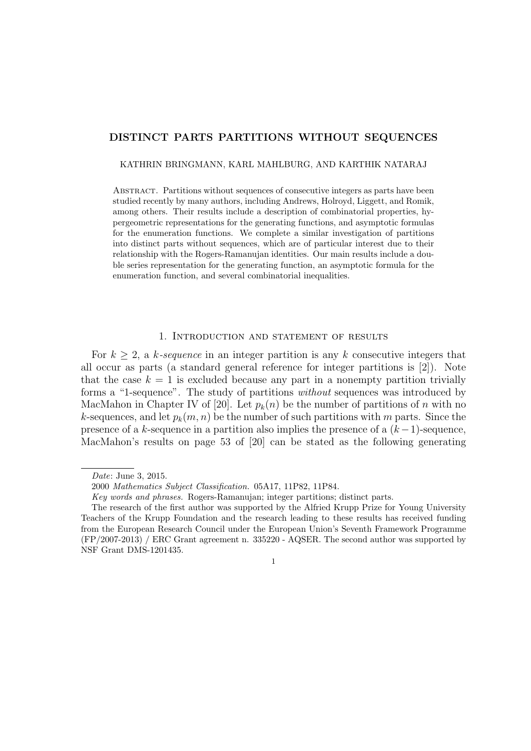# DISTINCT PARTS PARTITIONS WITHOUT SEQUENCES

KATHRIN BRINGMANN, KARL MAHLBURG, AND KARTHIK NATARAJ

Abstract. Partitions without sequences of consecutive integers as parts have been studied recently by many authors, including Andrews, Holroyd, Liggett, and Romik, among others. Their results include a description of combinatorial properties, hypergeometric representations for the generating functions, and asymptotic formulas for the enumeration functions. We complete a similar investigation of partitions into distinct parts without sequences, which are of particular interest due to their relationship with the Rogers-Ramanujan identities. Our main results include a double series representation for the generating function, an asymptotic formula for the enumeration function, and several combinatorial inequalities.

## 1. Introduction and statement of results

For $k \geq 2$, a *k-sequence* in an integer partition is any $k$ consecutive integers that all occur as parts (a standard general reference for integer partitions is [2]). Note that the case $k = 1$ is excluded because any part in a nonempty partition trivially forms a "1-sequence". The study of partitions *without* sequences was introduced by MacMahon in Chapter IV of [20]. Let $p_k(n)$ be the number of partitions of $n$ with no $k$-sequences, and let $p_k(m, n)$ be the number of such partitions with $m$ parts. Since the presence of a $k$-sequence in a partition also implies the presence of a $(k-1)$-sequence, MacMahon's results on page 53 of [20] can be stated as the following generating

---

*Date*: June 3, 2015.

2000 *Mathematics Subject Classification.* 05A17, 11P82, 11P84.

*Key words and phrases.* Rogers-Ramanujan; integer partitions; distinct parts.

The research of the first author was supported by the Alfried Krupp Prize for Young University Teachers of the Krupp Foundation and the research leading to these results has received funding from the European Research Council under the European Union's Seventh Framework Programme (FP/2007-2013) / ERC Grant agreement n. 335220 - AQSER. The second author was supported by NSF Grant DMS-1201435.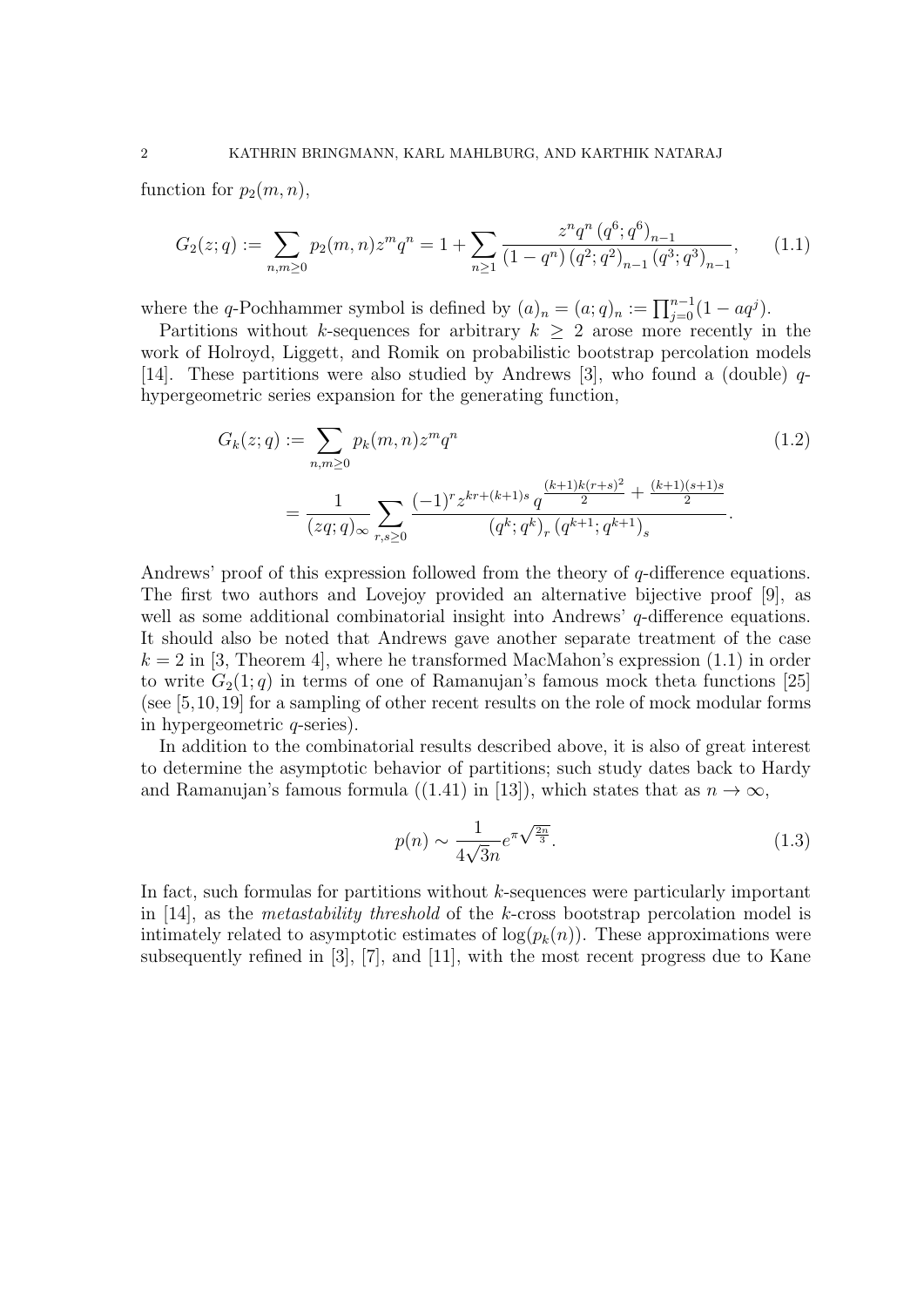function for $p_2(m,n)$,

$$G_2(z;q) := \sum_{n,m\geq 0} p_2(m,n) z^m q^n = 1 + \sum_{n\geq 1} \frac{z^n q^n \left(q^6;q^6\right)_{n-1}}{\left(1-q^n\right)\left(q^2;q^2\right)_{n-1}\left(q^3;q^3\right)_{n-1}}, \tag{1.1}$$

where the $q$-Pochhammer symbol is defined by $(a)_n = (a;q)_n := \prod_{j=0}^{n-1}(1-aq^j)$.

Partitions without $k$-sequences for arbitrary $k \geq 2$ arose more recently in the work of Holroyd, Liggett, and Romik on probabilistic bootstrap percolation models [14]. These partitions were also studied by Andrews [3], who found a (double) $q$-hypergeometric series expansion for the generating function,

$$\begin{aligned} G_k(z;q) &:= \sum_{n,m\geq 0} p_k(m,n) z^m q^n \\ &= \frac{1}{(zq;q)_\infty} \sum_{r,s\geq 0} \frac{(-1)^r z^{kr+(k+1)s}\, q^{\frac{(k+1)k(r+s)^2}{2} + \frac{(k+1)(s+1)s}{2}}}{\left(q^k;q^k\right)_r \left(q^{k+1};q^{k+1}\right)_s}. \end{aligned} \tag{1.2}$$

Andrews' proof of this expression followed from the theory of $q$-difference equations. The first two authors and Lovejoy provided an alternative bijective proof [9], as well as some additional combinatorial insight into Andrews' $q$-difference equations. It should also be noted that Andrews gave another separate treatment of the case $k = 2$ in [3, Theorem 4], where he transformed MacMahon's expression (1.1) in order to write $G_2(1;q)$ in terms of one of Ramanujan's famous mock theta functions [25] (see [5,10,19] for a sampling of other recent results on the role of mock modular forms in hypergeometric $q$-series).

In addition to the combinatorial results described above, it is also of great interest to determine the asymptotic behavior of partitions; such study dates back to Hardy and Ramanujan's famous formula ((1.41) in [13]), which states that as $n \to \infty$,

$$p(n) \sim \frac{1}{4\sqrt{3}n} e^{\pi\sqrt{\frac{2n}{3}}}. \tag{1.3}$$

In fact, such formulas for partitions without $k$-sequences were particularly important in [14], as the *metastability threshold* of the $k$-cross bootstrap percolation model is intimately related to asymptotic estimates of $\log(p_k(n))$. These approximations were subsequently refined in [3], [7], and [11], with the most recent progress due to Kane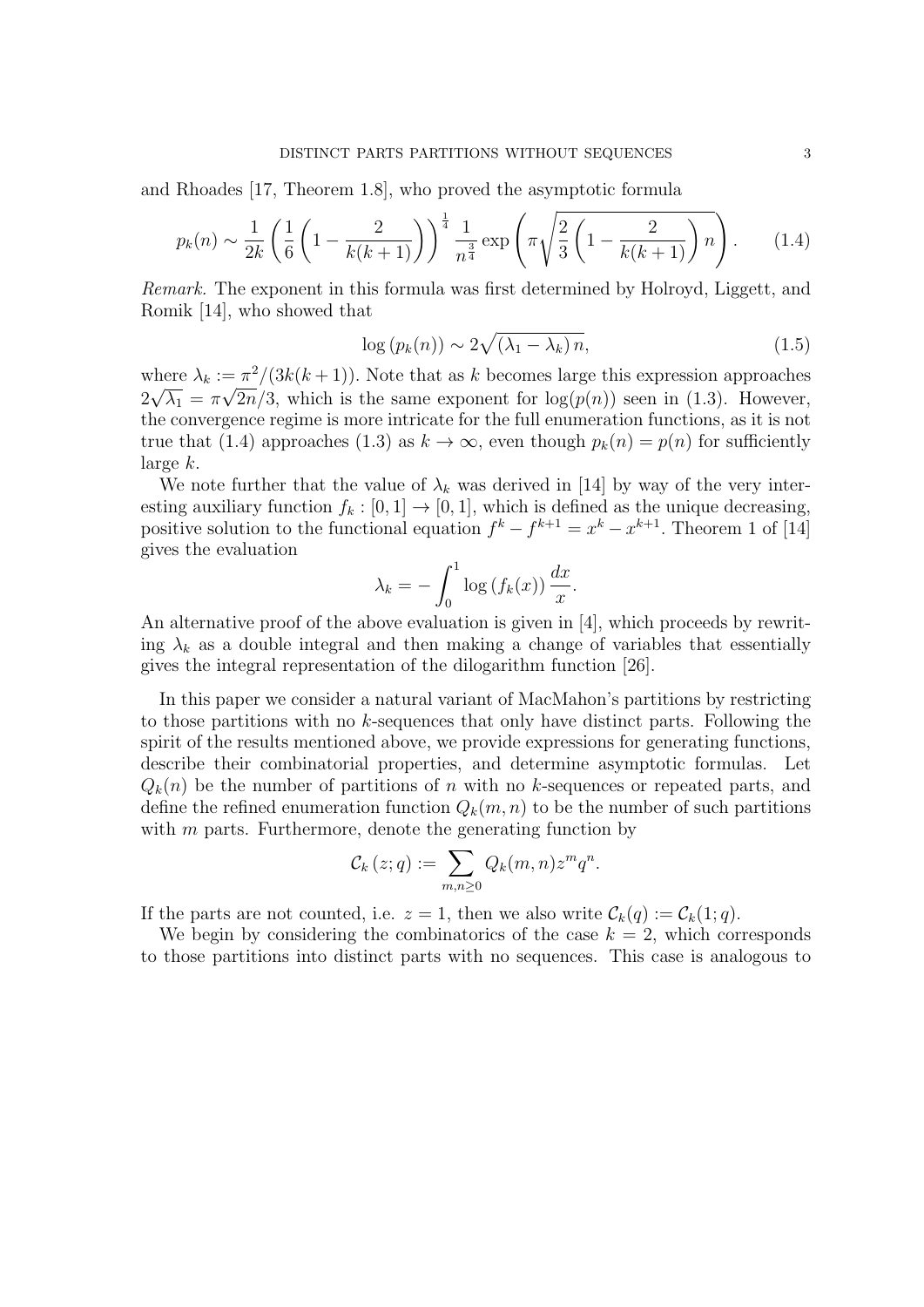and Rhoades [17, Theorem 1.8], who proved the asymptotic formula

$$p_k(n) \sim \frac{1}{2k}\left(\frac{1}{6}\left(1-\frac{2}{k(k+1)}\right)\right)^{\frac{1}{4}} \frac{1}{n^{\frac{3}{4}}} \exp\left(\pi\sqrt{\frac{2}{3}\left(1-\frac{2}{k(k+1)}\right)n}\right). \tag{1.4}$$

*Remark.* The exponent in this formula was first determined by Holroyd, Liggett, and Romik [14], who showed that

$$\log\left(p_k(n)\right) \sim 2\sqrt{\left(\lambda_1-\lambda_k\right)n}, \tag{1.5}$$

where $\lambda_k := \pi^2/(3k(k+1))$. Note that as $k$ becomes large this expression approaches $2\sqrt{\lambda_1} = \pi\sqrt{2n}/3$, which is the same exponent for $\log(p(n))$ seen in (1.3). However, the convergence regime is more intricate for the full enumeration functions, as it is not true that (1.4) approaches (1.3) as $k \to \infty$, even though $p_k(n) = p(n)$ for sufficiently large $k$.

We note further that the value of $\lambda_k$ was derived in [14] by way of the very interesting auxiliary function $f_k : [0,1] \to [0,1]$, which is defined as the unique decreasing, positive solution to the functional equation $f^k - f^{k+1} = x^k - x^{k+1}$. Theorem 1 of [14] gives the evaluation

$$\lambda_k = -\int_0^1 \log\left(f_k(x)\right)\frac{dx}{x}.$$

An alternative proof of the above evaluation is given in [4], which proceeds by rewriting $\lambda_k$ as a double integral and then making a change of variables that essentially gives the integral representation of the dilogarithm function [26].

In this paper we consider a natural variant of MacMahon's partitions by restricting to those partitions with no $k$-sequences that only have distinct parts. Following the spirit of the results mentioned above, we provide expressions for generating functions, describe their combinatorial properties, and determine asymptotic formulas. Let $Q_k(n)$ be the number of partitions of $n$ with no $k$-sequences or repeated parts, and define the refined enumeration function $Q_k(m,n)$ to be the number of such partitions with $m$ parts. Furthermore, denote the generating function by

$$\mathcal{C}_k\left(z;q\right) := \sum_{m,n\geq 0} Q_k(m,n)z^m q^n.$$

If the parts are not counted, i.e. $z=1$, then we also write $\mathcal{C}_k(q) := \mathcal{C}_k(1;q)$.

We begin by considering the combinatorics of the case $k=2$, which corresponds to those partitions into distinct parts with no sequences. This case is analogous to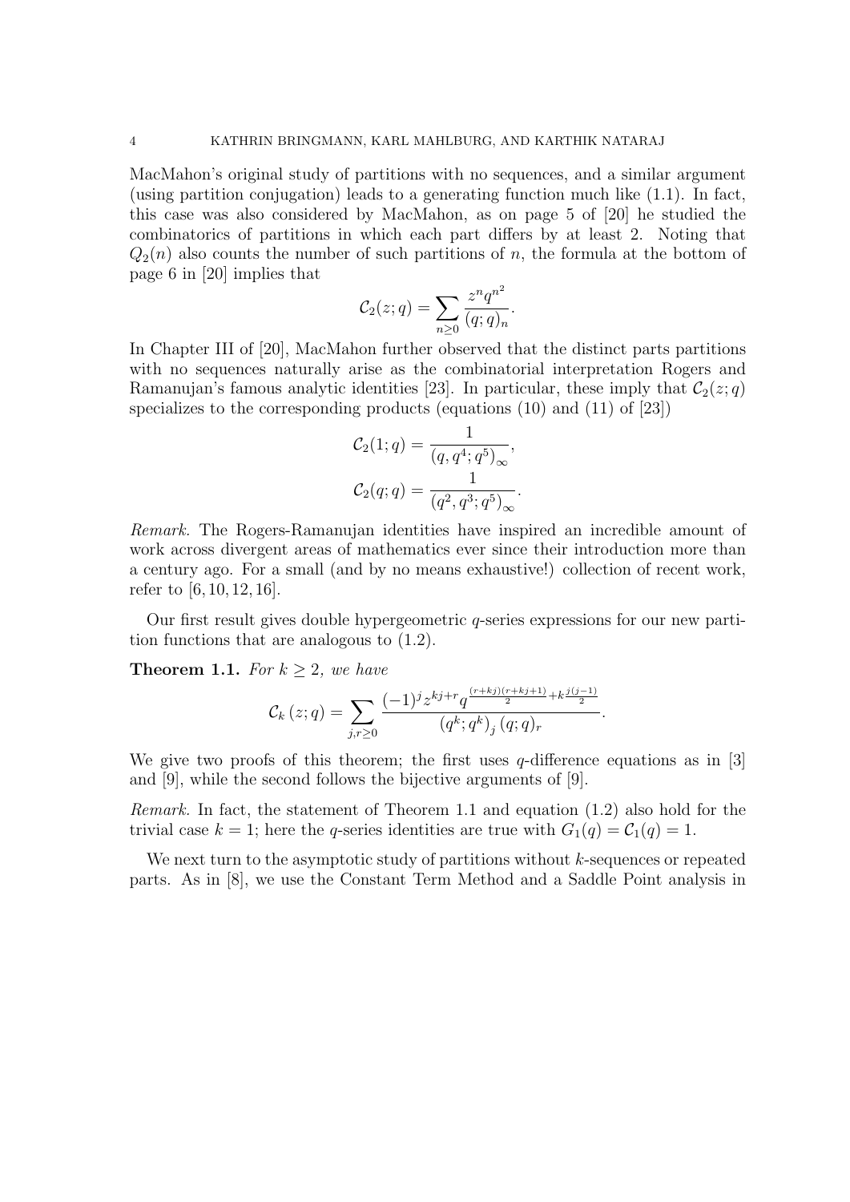MacMahon's original study of partitions with no sequences, and a similar argument (using partition conjugation) leads to a generating function much like (1.1). In fact, this case was also considered by MacMahon, as on page 5 of [20] he studied the combinatorics of partitions in which each part differs by at least 2. Noting that $Q_2(n)$ also counts the number of such partitions of $n$, the formula at the bottom of page 6 in [20] implies that

$$\mathcal{C}_2(z;q) = \sum_{n\geq 0} \frac{z^n q^{n^2}}{(q;q)_n}.$$

In Chapter III of [20], MacMahon further observed that the distinct parts partitions with no sequences naturally arise as the combinatorial interpretation Rogers and Ramanujan's famous analytic identities [23]. In particular, these imply that $\mathcal{C}_2(z;q)$ specializes to the corresponding products (equations (10) and (11) of [23])

$$\mathcal{C}_2(1;q) = \frac{1}{(q,q^4;q^5)_\infty},$$
$$\mathcal{C}_2(q;q) = \frac{1}{(q^2,q^3;q^5)_\infty}.$$

*Remark.* The Rogers-Ramanujan identities have inspired an incredible amount of work across divergent areas of mathematics ever since their introduction more than a century ago. For a small (and by no means exhaustive!) collection of recent work, refer to [6, 10, 12, 16].

Our first result gives double hypergeometric $q$-series expressions for our new partition functions that are analogous to (1.2).

**Theorem 1.1.** *For $k \geq 2$, we have*

$$\mathcal{C}_k(z;q) = \sum_{j,r\geq 0} \frac{(-1)^j z^{kj+r} q^{\frac{(r+kj)(r+kj+1)}{2} + k\frac{j(j-1)}{2}}}{(q^k;q^k)_j (q;q)_r}.$$

We give two proofs of this theorem; the first uses $q$-difference equations as in [3] and [9], while the second follows the bijective arguments of [9].

*Remark.* In fact, the statement of Theorem 1.1 and equation (1.2) also hold for the trivial case $k = 1$; here the $q$-series identities are true with $G_1(q) = \mathcal{C}_1(q) = 1$.

We next turn to the asymptotic study of partitions without $k$-sequences or repeated parts. As in [8], we use the Constant Term Method and a Saddle Point analysis in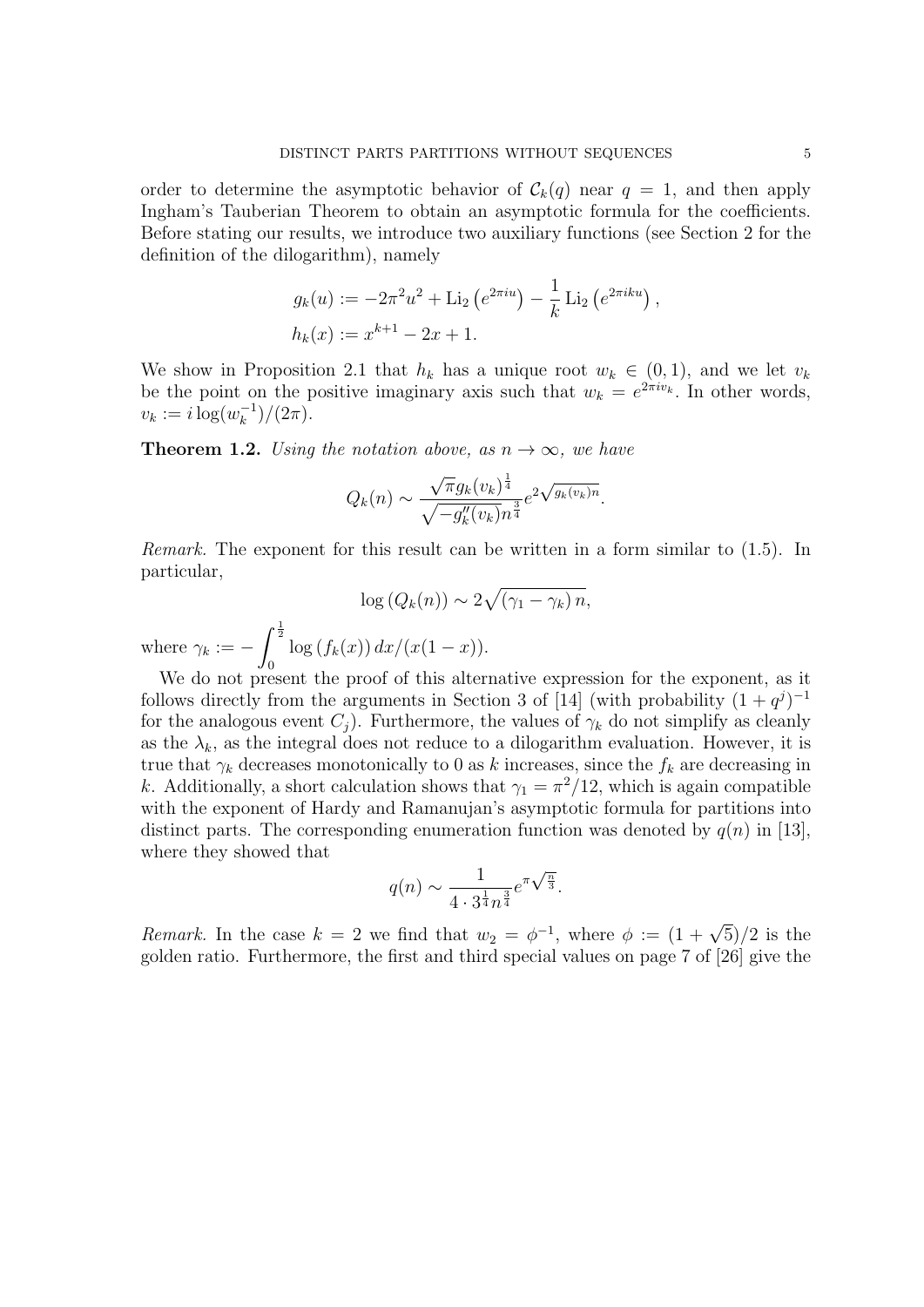order to determine the asymptotic behavior of $\mathcal{C}_k(q)$ near $q = 1$, and then apply Ingham's Tauberian Theorem to obtain an asymptotic formula for the coefficients. Before stating our results, we introduce two auxiliary functions (see Section 2 for the definition of the dilogarithm), namely

$$g_k(u) := -2\pi^2 u^2 + \mathrm{Li}_2\left(e^{2\pi i u}\right) - \frac{1}{k}\mathrm{Li}_2\left(e^{2\pi i k u}\right),$$
$$h_k(x) := x^{k+1} - 2x + 1.$$

We show in Proposition 2.1 that $h_k$ has a unique root $w_k \in (0,1)$, and we let $v_k$ be the point on the positive imaginary axis such that $w_k = e^{2\pi i v_k}$. In other words, $v_k := i\log(w_k^{-1})/(2\pi)$.

**Theorem 1.2.** *Using the notation above, as $n \to \infty$, we have*

$$Q_k(n) \sim \frac{\sqrt{\pi}\, g_k(v_k)^{\frac{1}{4}}}{\sqrt{-g_k''(v_k)}\, n^{\frac{3}{4}}} e^{2\sqrt{g_k(v_k)n}}.$$

*Remark.* The exponent for this result can be written in a form similar to (1.5). In particular,

$$\log\left(Q_k(n)\right) \sim 2\sqrt{\left(\gamma_1 - \gamma_k\right)n},$$

where $\gamma_k := -\int_0^{\frac{1}{2}} \log\left(f_k(x)\right) dx/(x(1-x))$.

We do not present the proof of this alternative expression for the exponent, as it follows directly from the arguments in Section 3 of [14] (with probability $(1+q^j)^{-1}$ for the analogous event $C_j$). Furthermore, the values of $\gamma_k$ do not simplify as cleanly as the $\lambda_k$, as the integral does not reduce to a dilogarithm evaluation. However, it is true that $\gamma_k$ decreases monotonically to 0 as $k$ increases, since the $f_k$ are decreasing in $k$. Additionally, a short calculation shows that $\gamma_1 = \pi^2/12$, which is again compatible with the exponent of Hardy and Ramanujan's asymptotic formula for partitions into distinct parts. The corresponding enumeration function was denoted by $q(n)$ in [13], where they showed that

$$q(n) \sim \frac{1}{4 \cdot 3^{\frac{1}{4}} n^{\frac{3}{4}}} e^{\pi\sqrt{\frac{n}{3}}}.$$

*Remark.* In the case $k = 2$ we find that $w_2 = \phi^{-1}$, where $\phi := (1+\sqrt{5})/2$ is the golden ratio. Furthermore, the first and third special values on page 7 of [26] give the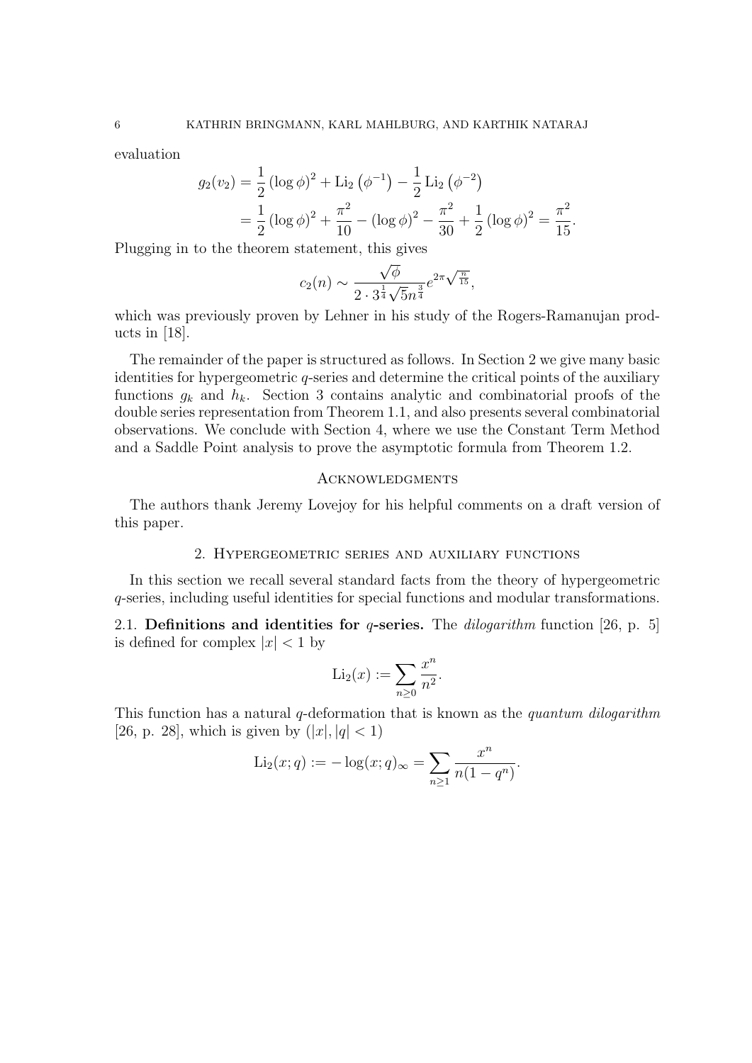evaluation

$$
\begin{aligned}
g_2(v_2) &= \frac{1}{2}\left(\log\phi\right)^2 + \operatorname{Li}_2\left(\phi^{-1}\right) - \frac{1}{2}\operatorname{Li}_2\left(\phi^{-2}\right) \\
&= \frac{1}{2}\left(\log\phi\right)^2 + \frac{\pi^2}{10} - \left(\log\phi\right)^2 - \frac{\pi^2}{30} + \frac{1}{2}\left(\log\phi\right)^2 = \frac{\pi^2}{15}.
\end{aligned}
$$

Plugging in to the theorem statement, this gives

$$
c_2(n) \sim \frac{\sqrt{\phi}}{2 \cdot 3^{\frac{1}{4}}\sqrt{5}n^{\frac{3}{4}}} e^{2\pi\sqrt{\frac{n}{15}}},
$$

which was previously proven by Lehner in his study of the Rogers-Ramanujan products in [18].

The remainder of the paper is structured as follows. In Section 2 we give many basic identities for hypergeometric $q$-series and determine the critical points of the auxiliary functions $g_k$ and $h_k$. Section 3 contains analytic and combinatorial proofs of the double series representation from Theorem 1.1, and also presents several combinatorial observations. We conclude with Section 4, where we use the Constant Term Method and a Saddle Point analysis to prove the asymptotic formula from Theorem 1.2.

## Acknowledgments

The authors thank Jeremy Lovejoy for his helpful comments on a draft version of this paper.

## 2. Hypergeometric series and auxiliary functions

In this section we recall several standard facts from the theory of hypergeometric $q$-series, including useful identities for special functions and modular transformations.

**2.1. Definitions and identities for $q$-series.** The *dilogarithm* function [26, p. 5] is defined for complex $|x| < 1$ by

$$
\operatorname{Li}_2(x) := \sum_{n \geq 0} \frac{x^n}{n^2}.
$$

This function has a natural $q$-deformation that is known as the *quantum dilogarithm* [26, p. 28], which is given by ($|x|, |q| < 1$)

$$
\operatorname{Li}_2(x; q) := -\log(x; q)_\infty = \sum_{n \geq 1} \frac{x^n}{n(1 - q^n)}.
$$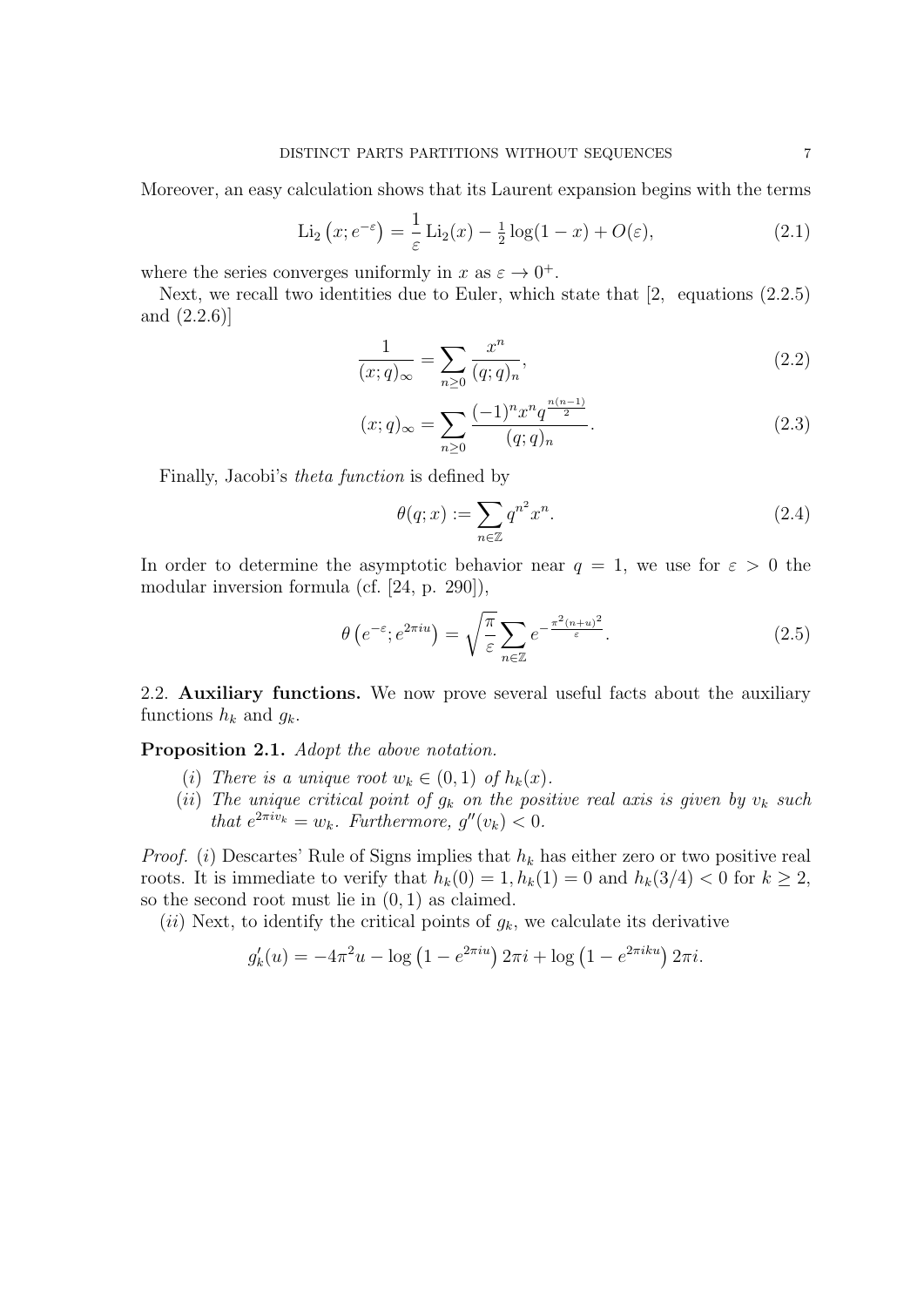Moreover, an easy calculation shows that its Laurent expansion begins with the terms

$$\operatorname{Li}_2\left(x; e^{-\varepsilon}\right) = \frac{1}{\varepsilon} \operatorname{Li}_2(x) - \tfrac{1}{2} \log(1-x) + O(\varepsilon), \tag{2.1}$$

where the series converges uniformly in $x$ as $\varepsilon \to 0^+$.

Next, we recall two identities due to Euler, which state that [2, equations (2.2.5) and (2.2.6)]

$$\frac{1}{(x;q)_\infty} = \sum_{n \geq 0} \frac{x^n}{(q;q)_n}, \tag{2.2}$$

$$(x;q)_\infty = \sum_{n \geq 0} \frac{(-1)^n x^n q^{\frac{n(n-1)}{2}}}{(q;q)_n}. \tag{2.3}$$

Finally, Jacobi's *theta function* is defined by

$$\theta(q;x) := \sum_{n \in \mathbb{Z}} q^{n^2} x^n. \tag{2.4}$$

In order to determine the asymptotic behavior near $q = 1$, we use for $\varepsilon > 0$ the modular inversion formula (cf. [24, p. 290]),

$$\theta\left(e^{-\varepsilon}; e^{2\pi i u}\right) = \sqrt{\frac{\pi}{\varepsilon}} \sum_{n \in \mathbb{Z}} e^{-\frac{\pi^2 (n+u)^2}{\varepsilon}}. \tag{2.5}$$

2.2. **Auxiliary functions.** We now prove several useful facts about the auxiliary functions $h_k$ and $g_k$.

**Proposition 2.1.** *Adopt the above notation.*

(*i*) *There is a unique root $w_k \in (0,1)$ of $h_k(x)$.*

(*ii*) *The unique critical point of $g_k$ on the positive real axis is given by $v_k$ such that $e^{2\pi i v_k} = w_k$. Furthermore, $g''(v_k) < 0$.*

*Proof.* (*i*) Descartes' Rule of Signs implies that $h_k$ has either zero or two positive real roots. It is immediate to verify that $h_k(0) = 1, h_k(1) = 0$ and $h_k(3/4) < 0$ for $k \geq 2$, so the second root must lie in $(0,1)$ as claimed.

(*ii*) Next, to identify the critical points of $g_k$, we calculate its derivative

$$g_k'(u) = -4\pi^2 u - \log\left(1 - e^{2\pi i u}\right) 2\pi i + \log\left(1 - e^{2\pi i k u}\right) 2\pi i.$$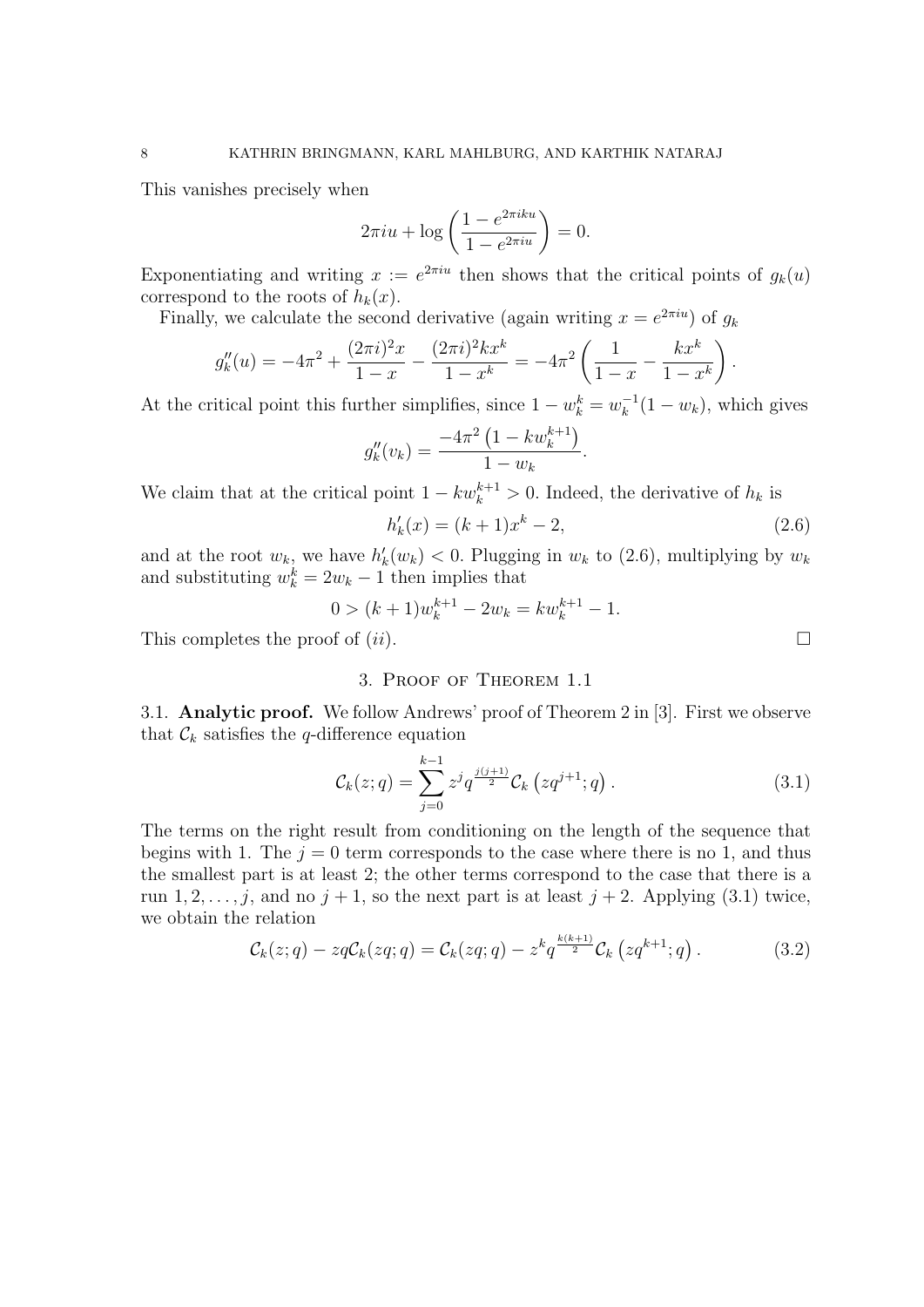This vanishes precisely when

$$2\pi iu + \log\left(\frac{1-e^{2\pi iku}}{1-e^{2\pi iu}}\right) = 0.$$

Exponentiating and writing $x := e^{2\pi iu}$ then shows that the critical points of $g_k(u)$ correspond to the roots of $h_k(x)$.

Finally, we calculate the second derivative (again writing $x = e^{2\pi iu}$) of $g_k$

$$g_k''(u) = -4\pi^2 + \frac{(2\pi i)^2 x}{1-x} - \frac{(2\pi i)^2 kx^k}{1-x^k} = -4\pi^2\left(\frac{1}{1-x} - \frac{kx^k}{1-x^k}\right).$$

At the critical point this further simplifies, since $1 - w_k^k = w_k^{-1}(1-w_k)$, which gives

$$g_k''(v_k) = \frac{-4\pi^2\left(1-kw_k^{k+1}\right)}{1-w_k}.$$

We claim that at the critical point $1 - kw_k^{k+1} > 0$. Indeed, the derivative of $h_k$ is

$$h_k'(x) = (k+1)x^k - 2, \tag{2.6}$$

and at the root $w_k$, we have $h_k'(w_k) < 0$. Plugging in $w_k$ to (2.6), multiplying by $w_k$ and substituting $w_k^k = 2w_k - 1$ then implies that

$$0 > (k+1)w_k^{k+1} - 2w_k = kw_k^{k+1} - 1.$$

This completes the proof of $(ii)$. $\square$

## 3. Proof of Theorem 1.1

**3.1. Analytic proof.** We follow Andrews' proof of Theorem 2 in [3]. First we observe that $\mathcal{C}_k$ satisfies the $q$-difference equation

$$\mathcal{C}_k(z;q) = \sum_{j=0}^{k-1} z^j q^{\frac{j(j+1)}{2}} \mathcal{C}_k\left(zq^{j+1};q\right). \tag{3.1}$$

The terms on the right result from conditioning on the length of the sequence that begins with 1. The $j = 0$ term corresponds to the case where there is no 1, and thus the smallest part is at least 2; the other terms correspond to the case that there is a run $1, 2, \ldots, j$, and no $j+1$, so the next part is at least $j+2$. Applying (3.1) twice, we obtain the relation

$$\mathcal{C}_k(z;q) - zq\mathcal{C}_k(zq;q) = \mathcal{C}_k(zq;q) - z^k q^{\frac{k(k+1)}{2}} \mathcal{C}_k\left(zq^{k+1};q\right). \tag{3.2}$$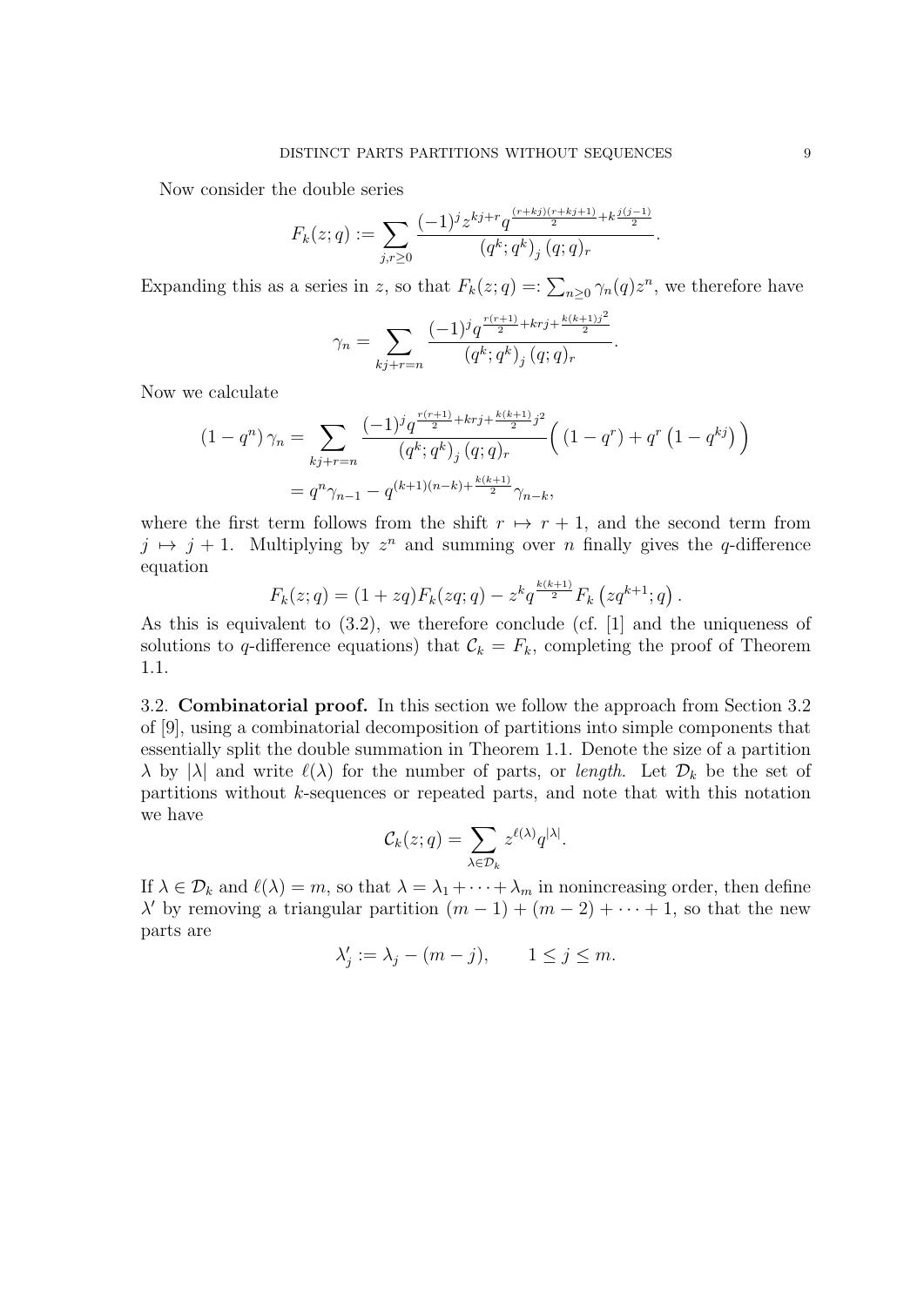Now consider the double series

$$F_k(z;q) := \sum_{j,r\geq 0} \frac{(-1)^j z^{kj+r} q^{\frac{(r+kj)(r+kj+1)}{2}+k\frac{j(j-1)}{2}}}{\left(q^k;q^k\right)_j (q;q)_r}.$$

Expanding this as a series in $z$, so that $F_k(z;q) =: \sum_{n\geq 0} \gamma_n(q) z^n$, we therefore have

$$\gamma_n = \sum_{kj+r=n} \frac{(-1)^j q^{\frac{r(r+1)}{2}+krj+\frac{k(k+1)j^2}{2}}}{\left(q^k;q^k\right)_j (q;q)_r}.$$

Now we calculate

$$\begin{aligned}
(1-q^n)\,\gamma_n &= \sum_{kj+r=n} \frac{(-1)^j q^{\frac{r(r+1)}{2}+krj+\frac{k(k+1)}{2}j^2}}{\left(q^k;q^k\right)_j (q;q)_r} \Big( (1-q^r) + q^r \left(1-q^{kj}\right) \Big) \\
&= q^n \gamma_{n-1} - q^{(k+1)(n-k)+\frac{k(k+1)}{2}} \gamma_{n-k},
\end{aligned}$$

where the first term follows from the shift $r \mapsto r+1$, and the second term from $j \mapsto j+1$. Multiplying by $z^n$ and summing over $n$ finally gives the $q$-difference equation

$$F_k(z;q) = (1+zq)F_k(zq;q) - z^k q^{\frac{k(k+1)}{2}} F_k\left(zq^{k+1};q\right).$$

As this is equivalent to (3.2), we therefore conclude (cf. [1] and the uniqueness of solutions to $q$-difference equations) that $\mathcal{C}_k = F_k$, completing the proof of Theorem 1.1.

## 3.2. Combinatorial proof.

In this section we follow the approach from Section 3.2 of [9], using a combinatorial decomposition of partitions into simple components that essentially split the double summation in Theorem 1.1. Denote the size of a partition $\lambda$ by $|\lambda|$ and write $\ell(\lambda)$ for the number of parts, or *length*. Let $\mathcal{D}_k$ be the set of partitions without $k$-sequences or repeated parts, and note that with this notation we have

$$\mathcal{C}_k(z;q) = \sum_{\lambda \in \mathcal{D}_k} z^{\ell(\lambda)} q^{|\lambda|}.$$

If $\lambda \in \mathcal{D}_k$ and $\ell(\lambda) = m$, so that $\lambda = \lambda_1 + \cdots + \lambda_m$ in nonincreasing order, then define $\lambda'$ by removing a triangular partition $(m-1) + (m-2) + \cdots + 1$, so that the new parts are

$$\lambda'_j := \lambda_j - (m-j), \qquad 1 \leq j \leq m.$$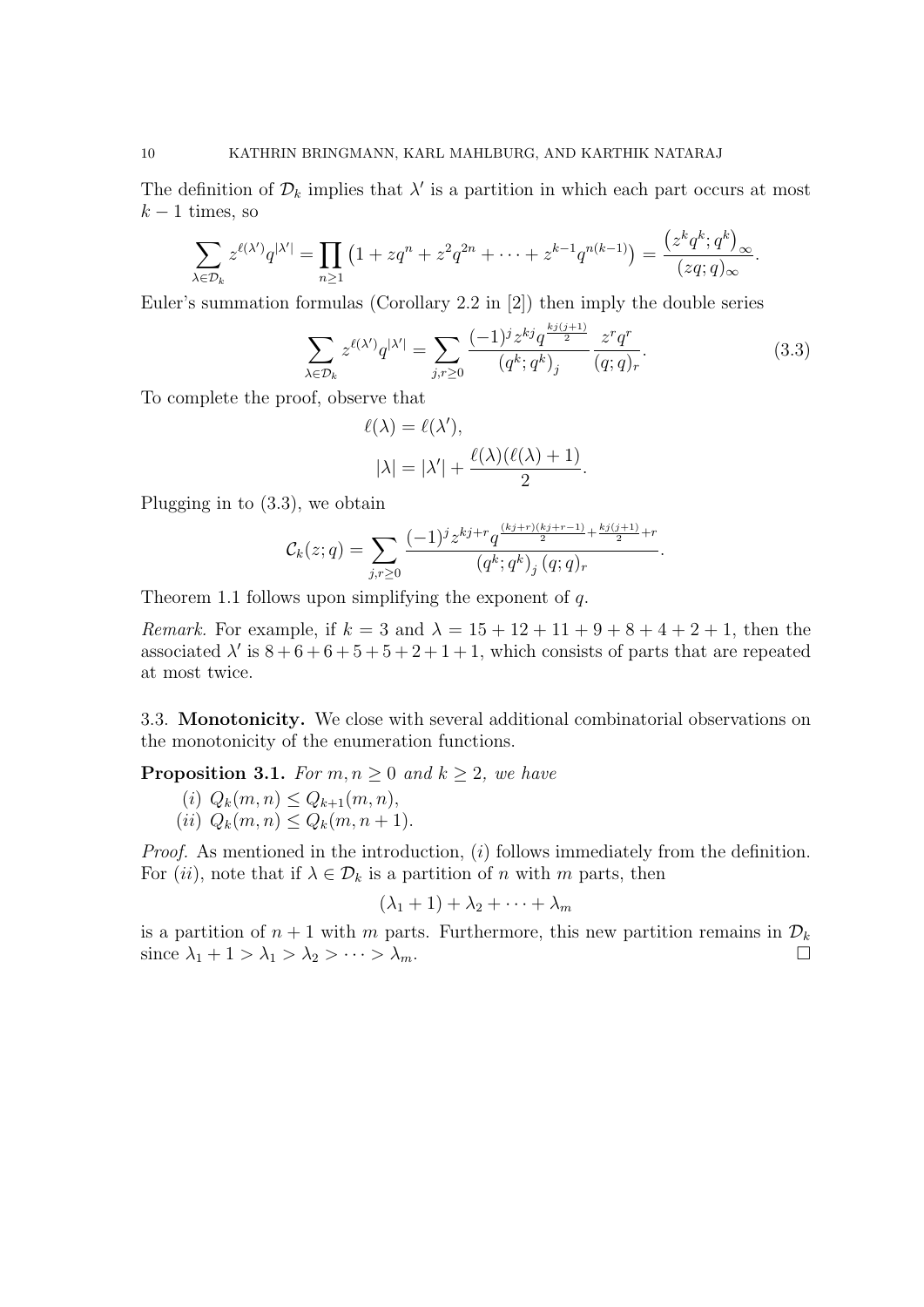The definition of $\mathcal{D}_k$ implies that $\lambda'$ is a partition in which each part occurs at most $k-1$ times, so

$$\sum_{\lambda \in \mathcal{D}_k} z^{\ell(\lambda')} q^{|\lambda'|} = \prod_{n \geq 1} \left(1 + zq^n + z^2 q^{2n} + \cdots + z^{k-1} q^{n(k-1)}\right) = \frac{\left(z^k q^k; q^k\right)_\infty}{(zq;q)_\infty}.$$

Euler's summation formulas (Corollary 2.2 in [2]) then imply the double series

$$\sum_{\lambda \in \mathcal{D}_k} z^{\ell(\lambda')} q^{|\lambda'|} = \sum_{j,r \geq 0} \frac{(-1)^j z^{kj} q^{\frac{kj(j+1)}{2}}}{\left(q^k;q^k\right)_j} \frac{z^r q^r}{(q;q)_r}. \tag{3.3}$$

To complete the proof, observe that

$$\ell(\lambda) = \ell(\lambda'),$$
$$|\lambda| = |\lambda'| + \frac{\ell(\lambda)(\ell(\lambda)+1)}{2}.$$

Plugging in to (3.3), we obtain

$$\mathcal{C}_k(z;q) = \sum_{j,r \geq 0} \frac{(-1)^j z^{kj+r} q^{\frac{(kj+r)(kj+r-1)}{2} + \frac{kj(j+1)}{2} + r}}{\left(q^k;q^k\right)_j (q;q)_r}.$$

Theorem 1.1 follows upon simplifying the exponent of $q$.

*Remark.* For example, if $k = 3$ and $\lambda = 15 + 12 + 11 + 9 + 8 + 4 + 2 + 1$, then the associated $\lambda'$ is $8 + 6 + 6 + 5 + 5 + 2 + 1 + 1$, which consists of parts that are repeated at most twice.

3.3. **Monotonicity.** We close with several additional combinatorial observations on the monotonicity of the enumeration functions.

**Proposition 3.1.** *For $m, n \geq 0$ and $k \geq 2$, we have*

(*i*) $Q_k(m,n) \leq Q_{k+1}(m,n)$,

(*ii*) $Q_k(m,n) \leq Q_k(m,n+1)$.

*Proof.* As mentioned in the introduction, (*i*) follows immediately from the definition. For (*ii*), note that if $\lambda \in \mathcal{D}_k$ is a partition of $n$ with $m$ parts, then

$$(\lambda_1 + 1) + \lambda_2 + \cdots + \lambda_m$$

is a partition of $n+1$ with $m$ parts. Furthermore, this new partition remains in $\mathcal{D}_k$ since $\lambda_1 + 1 > \lambda_1 > \lambda_2 > \cdots > \lambda_m$. $\square$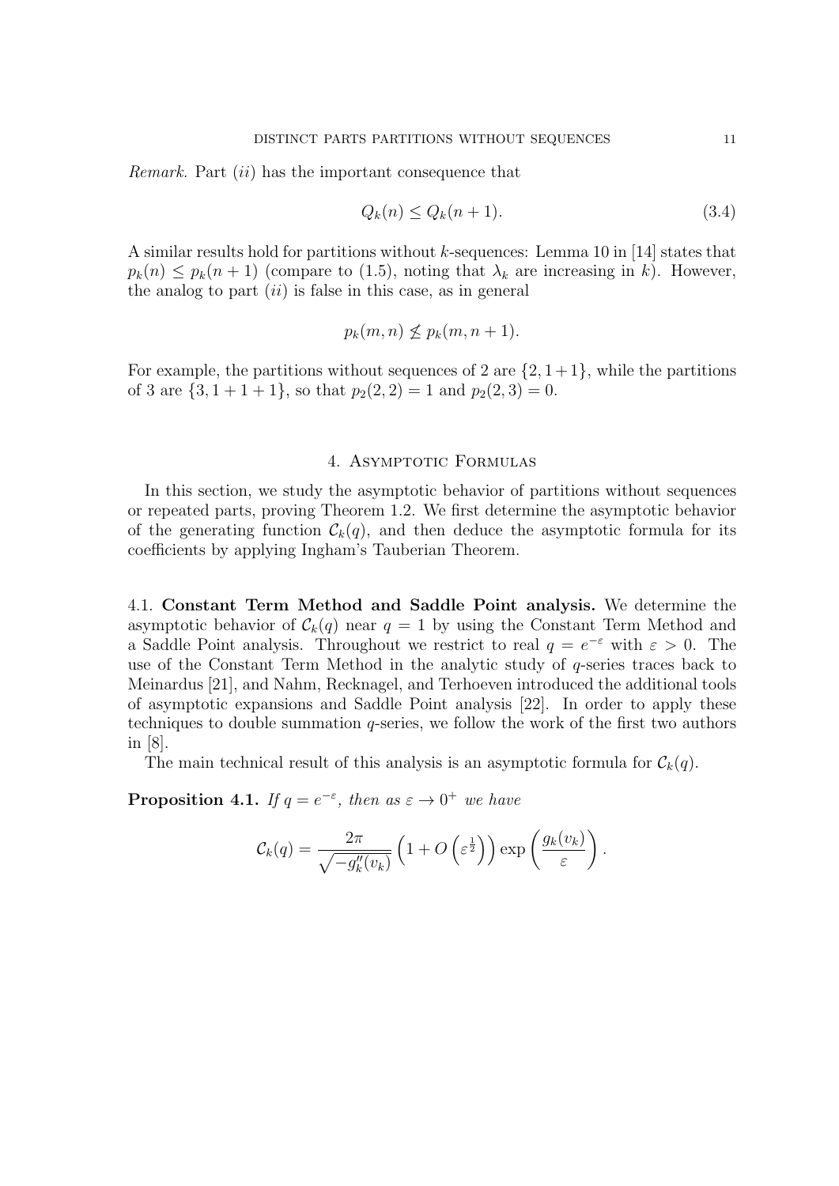*Remark.* Part $(ii)$ has the important consequence that

$$Q_k(n) \leq Q_k(n+1). \tag{3.4}$$

A similar results hold for partitions without $k$-sequences: Lemma 10 in [14] states that $p_k(n) \leq p_k(n+1)$ (compare to (1.5), noting that $\lambda_k$ are increasing in $k$). However, the analog to part $(ii)$ is false in this case, as in general

$$p_k(m,n) \not\leq p_k(m,n+1).$$

For example, the partitions without sequences of 2 are $\{2, 1+1\}$, while the partitions of 3 are $\{3, 1+1+1\}$, so that $p_2(2,2) = 1$ and $p_2(2,3) = 0$.

## 4. Asymptotic Formulas

In this section, we study the asymptotic behavior of partitions without sequences or repeated parts, proving Theorem 1.2. We first determine the asymptotic behavior of the generating function $\mathcal{C}_k(q)$, and then deduce the asymptotic formula for its coefficients by applying Ingham's Tauberian Theorem.

### 4.1. Constant Term Method and Saddle Point analysis.

We determine the asymptotic behavior of $\mathcal{C}_k(q)$ near $q = 1$ by using the Constant Term Method and a Saddle Point analysis. Throughout we restrict to real $q = e^{-\varepsilon}$ with $\varepsilon > 0$. The use of the Constant Term Method in the analytic study of $q$-series traces back to Meinardus [21], and Nahm, Recknagel, and Terhoeven introduced the additional tools of asymptotic expansions and Saddle Point analysis [22]. In order to apply these techniques to double summation $q$-series, we follow the work of the first two authors in [8].

The main technical result of this analysis is an asymptotic formula for $\mathcal{C}_k(q)$.

**Proposition 4.1.** *If $q = e^{-\varepsilon}$, then as $\varepsilon \to 0^+$ we have*

$$\mathcal{C}_k(q) = \frac{2\pi}{\sqrt{-g_k''(v_k)}} \left(1 + O\left(\varepsilon^{\frac{1}{2}}\right)\right) \exp\left(\frac{g_k(v_k)}{\varepsilon}\right).$$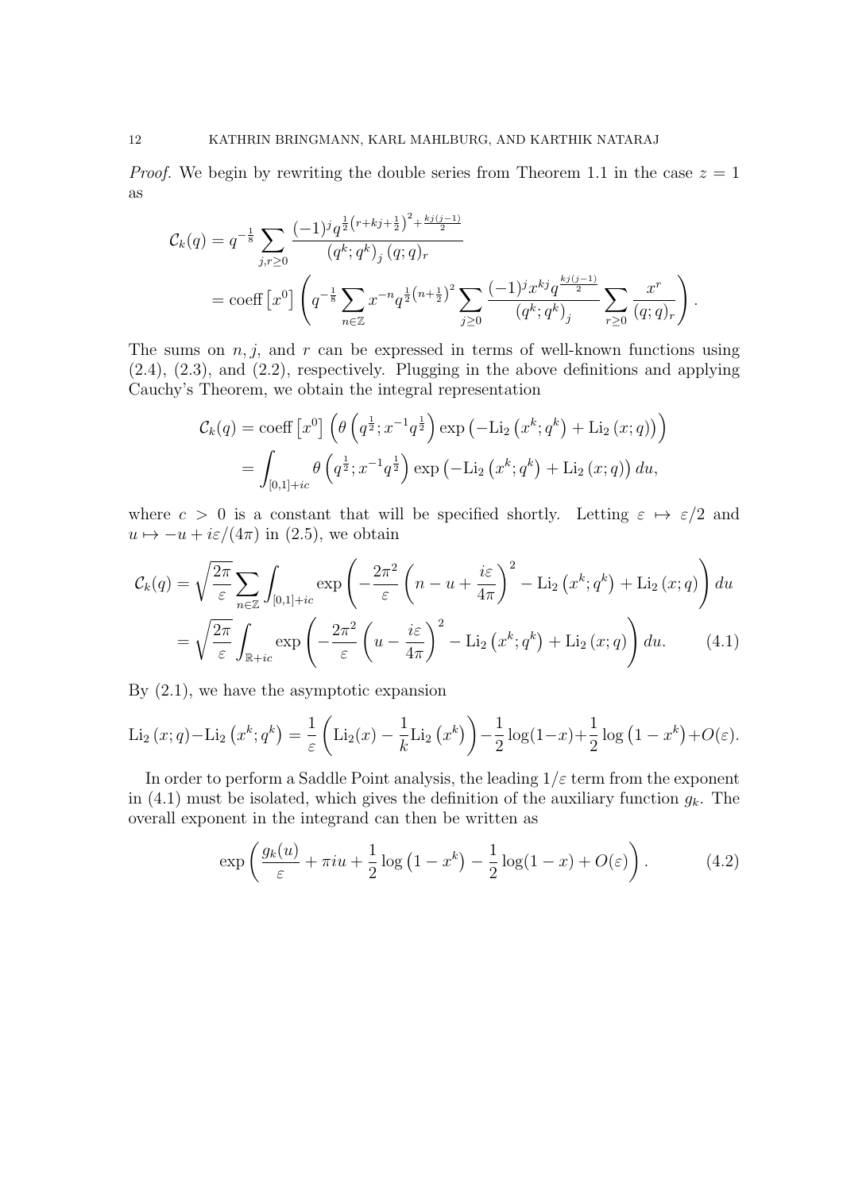*Proof.* We begin by rewriting the double series from Theorem 1.1 in the case $z = 1$ as

$$
\begin{aligned}
\mathcal{C}_k(q) &= q^{-\frac{1}{8}} \sum_{j,r\geq 0} \frac{(-1)^j q^{\frac{1}{2}\left(r+kj+\frac{1}{2}\right)^2+\frac{kj(j-1)}{2}}}{\left(q^k;q^k\right)_j (q;q)_r} \\
&= \operatorname{coeff}\left[x^0\right] \left( q^{-\frac{1}{8}} \sum_{n\in\mathbb{Z}} x^{-n} q^{\frac{1}{2}\left(n+\frac{1}{2}\right)^2} \sum_{j\geq 0} \frac{(-1)^j x^{kj} q^{\frac{kj(j-1)}{2}}}{\left(q^k;q^k\right)_j} \sum_{r\geq 0} \frac{x^r}{(q;q)_r} \right).
\end{aligned}
$$

The sums on $n, j,$ and $r$ can be expressed in terms of well-known functions using (2.4), (2.3), and (2.2), respectively. Plugging in the above definitions and applying Cauchy's Theorem, we obtain the integral representation

$$
\begin{aligned}
\mathcal{C}_k(q) &= \operatorname{coeff}\left[x^0\right] \left( \theta\left(q^{\frac{1}{2}}; x^{-1}q^{\frac{1}{2}}\right) \exp\left(-\mathrm{Li}_2\left(x^k;q^k\right) + \mathrm{Li}_2\left(x;q\right)\right) \right) \\
&= \int_{[0,1]+ic} \theta\left(q^{\frac{1}{2}}; x^{-1}q^{\frac{1}{2}}\right) \exp\left(-\mathrm{Li}_2\left(x^k;q^k\right) + \mathrm{Li}_2\left(x;q\right)\right) du,
\end{aligned}
$$

where $c > 0$ is a constant that will be specified shortly. Letting $\varepsilon \mapsto \varepsilon/2$ and $u \mapsto -u + i\varepsilon/(4\pi)$ in (2.5), we obtain

$$
\begin{aligned}
\mathcal{C}_k(q) &= \sqrt{\frac{2\pi}{\varepsilon}} \sum_{n\in\mathbb{Z}} \int_{[0,1]+ic} \exp\left( -\frac{2\pi^2}{\varepsilon}\left(n - u + \frac{i\varepsilon}{4\pi}\right)^2 - \mathrm{Li}_2\left(x^k;q^k\right) + \mathrm{Li}_2\left(x;q\right) \right) du \\
&= \sqrt{\frac{2\pi}{\varepsilon}} \int_{\mathbb{R}+ic} \exp\left( -\frac{2\pi^2}{\varepsilon}\left(u - \frac{i\varepsilon}{4\pi}\right)^2 - \mathrm{Li}_2\left(x^k;q^k\right) + \mathrm{Li}_2\left(x;q\right) \right) du. \qquad (4.1)
\end{aligned}
$$

By (2.1), we have the asymptotic expansion

$$
\mathrm{Li}_2\left(x;q\right) - \mathrm{Li}_2\left(x^k;q^k\right) = \frac{1}{\varepsilon}\left(\mathrm{Li}_2(x) - \frac{1}{k}\mathrm{Li}_2\left(x^k\right)\right) - \frac{1}{2}\log(1-x) + \frac{1}{2}\log\left(1-x^k\right) + O(\varepsilon).
$$

In order to perform a Saddle Point analysis, the leading $1/\varepsilon$ term from the exponent in (4.1) must be isolated, which gives the definition of the auxiliary function $g_k$. The overall exponent in the integrand can then be written as

$$
\exp\left( \frac{g_k(u)}{\varepsilon} + \pi i u + \frac{1}{2}\log\left(1-x^k\right) - \frac{1}{2}\log(1-x) + O(\varepsilon) \right). \qquad (4.2)
$$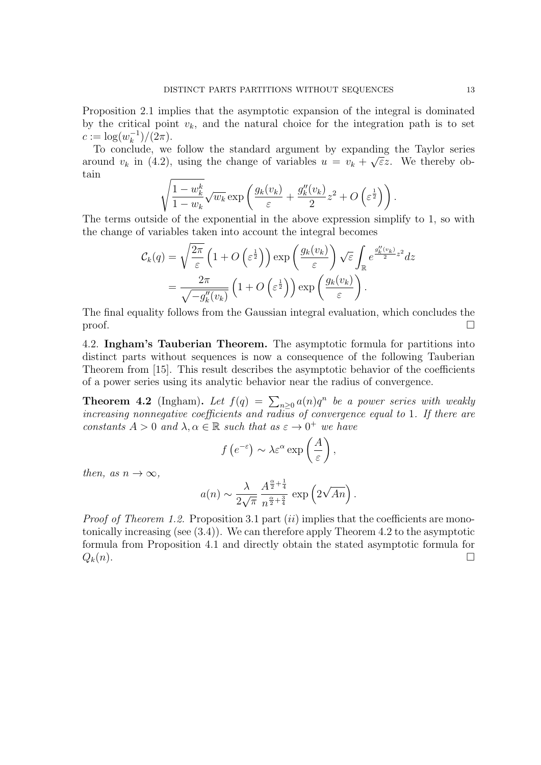Proposition 2.1 implies that the asymptotic expansion of the integral is dominated by the critical point $v_k$, and the natural choice for the integration path is to set $c := \log(w_k^{-1})/(2\pi)$.

To conclude, we follow the standard argument by expanding the Taylor series around $v_k$ in (4.2), using the change of variables $u = v_k + \sqrt{\varepsilon}z$. We thereby obtain

$$\sqrt{\frac{1-w_k^k}{1-w_k}}\sqrt{w_k}\exp\left(\frac{g_k(v_k)}{\varepsilon} + \frac{g_k''(v_k)}{2}z^2 + O\left(\varepsilon^{\frac{1}{2}}\right)\right).$$

The terms outside of the exponential in the above expression simplify to 1, so with the change of variables taken into account the integral becomes

$$\begin{aligned}\mathcal{C}_k(q) &= \sqrt{\frac{2\pi}{\varepsilon}}\left(1 + O\left(\varepsilon^{\frac{1}{2}}\right)\right)\exp\left(\frac{g_k(v_k)}{\varepsilon}\right)\sqrt{\varepsilon}\int_{\mathbb{R}} e^{\frac{g_k''(v_k)}{2}z^2}dz \\ &= \frac{2\pi}{\sqrt{-g_k''(v_k)}}\left(1 + O\left(\varepsilon^{\frac{1}{2}}\right)\right)\exp\left(\frac{g_k(v_k)}{\varepsilon}\right).\end{aligned}$$

The final equality follows from the Gaussian integral evaluation, which concludes the proof. □

4.2. **Ingham's Tauberian Theorem.** The asymptotic formula for partitions into distinct parts without sequences is now a consequence of the following Tauberian Theorem from [15]. This result describes the asymptotic behavior of the coefficients of a power series using its analytic behavior near the radius of convergence.

**Theorem 4.2** (Ingham)**.** *Let $f(q) = \sum_{n\geq 0} a(n)q^n$ be a power series with weakly increasing nonnegative coefficients and radius of convergence equal to 1. If there are constants $A > 0$ and $\lambda, \alpha \in \mathbb{R}$ such that as $\varepsilon \to 0^+$ we have*

$$f\left(e^{-\varepsilon}\right) \sim \lambda\varepsilon^{\alpha}\exp\left(\frac{A}{\varepsilon}\right),$$

*then, as $n \to \infty$,*

$$a(n) \sim \frac{\lambda}{2\sqrt{\pi}}\,\frac{A^{\frac{\alpha}{2}+\frac{1}{4}}}{n^{\frac{\alpha}{2}+\frac{3}{4}}}\,\exp\left(2\sqrt{An}\right).$$

*Proof of Theorem 1.2.* Proposition 3.1 part (*ii*) implies that the coefficients are monotonically increasing (see (3.4)). We can therefore apply Theorem 4.2 to the asymptotic formula from Proposition 4.1 and directly obtain the stated asymptotic formula for $Q_k(n)$. □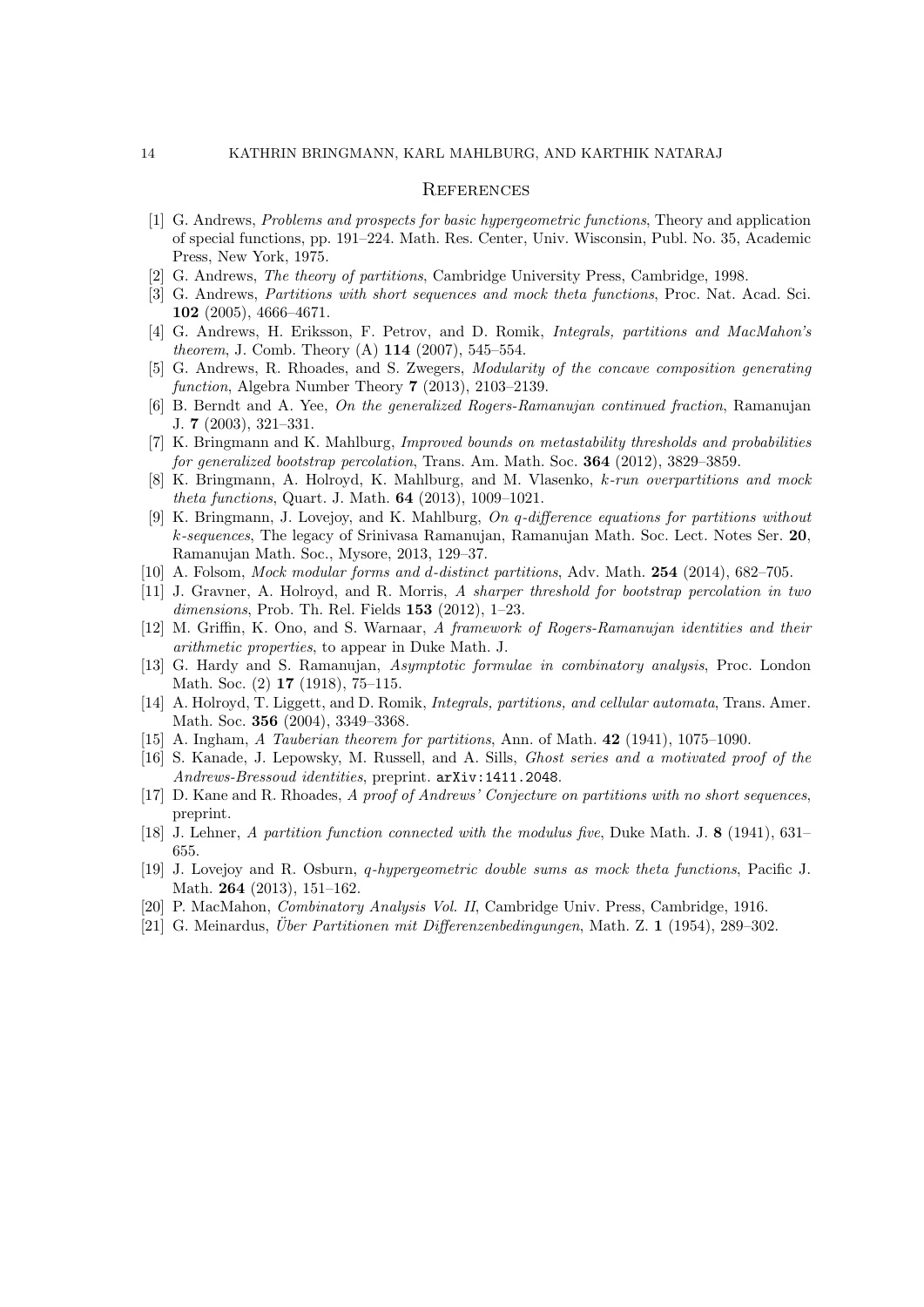## References

[1] G. Andrews, *Problems and prospects for basic hypergeometric functions*, Theory and application of special functions, pp. 191–224. Math. Res. Center, Univ. Wisconsin, Publ. No. 35, Academic Press, New York, 1975.

[2] G. Andrews, *The theory of partitions*, Cambridge University Press, Cambridge, 1998.

[3] G. Andrews, *Partitions with short sequences and mock theta functions*, Proc. Nat. Acad. Sci. **102** (2005), 4666–4671.

[4] G. Andrews, H. Eriksson, F. Petrov, and D. Romik, *Integrals, partitions and MacMahon's theorem*, J. Comb. Theory (A) **114** (2007), 545–554.

[5] G. Andrews, R. Rhoades, and S. Zwegers, *Modularity of the concave composition generating function*, Algebra Number Theory **7** (2013), 2103–2139.

[6] B. Berndt and A. Yee, *On the generalized Rogers-Ramanujan continued fraction*, Ramanujan J. **7** (2003), 321–331.

[7] K. Bringmann and K. Mahlburg, *Improved bounds on metastability thresholds and probabilities for generalized bootstrap percolation*, Trans. Am. Math. Soc. **364** (2012), 3829–3859.

[8] K. Bringmann, A. Holroyd, K. Mahlburg, and M. Vlasenko, *k-run overpartitions and mock theta functions*, Quart. J. Math. **64** (2013), 1009–1021.

[9] K. Bringmann, J. Lovejoy, and K. Mahlburg, *On q-difference equations for partitions without k-sequences*, The legacy of Srinivasa Ramanujan, Ramanujan Math. Soc. Lect. Notes Ser. **20**, Ramanujan Math. Soc., Mysore, 2013, 129–37.

[10] A. Folsom, *Mock modular forms and d-distinct partitions*, Adv. Math. **254** (2014), 682–705.

[11] J. Gravner, A. Holroyd, and R. Morris, *A sharper threshold for bootstrap percolation in two dimensions*, Prob. Th. Rel. Fields **153** (2012), 1–23.

[12] M. Griffin, K. Ono, and S. Warnaar, *A framework of Rogers-Ramanujan identities and their arithmetic properties*, to appear in Duke Math. J.

[13] G. Hardy and S. Ramanujan, *Asymptotic formulae in combinatory analysis*, Proc. London Math. Soc. (2) **17** (1918), 75–115.

[14] A. Holroyd, T. Liggett, and D. Romik, *Integrals, partitions, and cellular automata*, Trans. Amer. Math. Soc. **356** (2004), 3349–3368.

[15] A. Ingham, *A Tauberian theorem for partitions*, Ann. of Math. **42** (1941), 1075–1090.

[16] S. Kanade, J. Lepowsky, M. Russell, and A. Sills, *Ghost series and a motivated proof of the Andrews-Bressoud identities*, preprint. arXiv:1411.2048.

[17] D. Kane and R. Rhoades, *A proof of Andrews' Conjecture on partitions with no short sequences*, preprint.

[18] J. Lehner, *A partition function connected with the modulus five*, Duke Math. J. **8** (1941), 631–655.

[19] J. Lovejoy and R. Osburn, *q-hypergeometric double sums as mock theta functions*, Pacific J. Math. **264** (2013), 151–162.

[20] P. MacMahon, *Combinatory Analysis Vol. II*, Cambridge Univ. Press, Cambridge, 1916.

[21] G. Meinardus, *Über Partitionen mit Differenzenbedingungen*, Math. Z. **1** (1954), 289–302.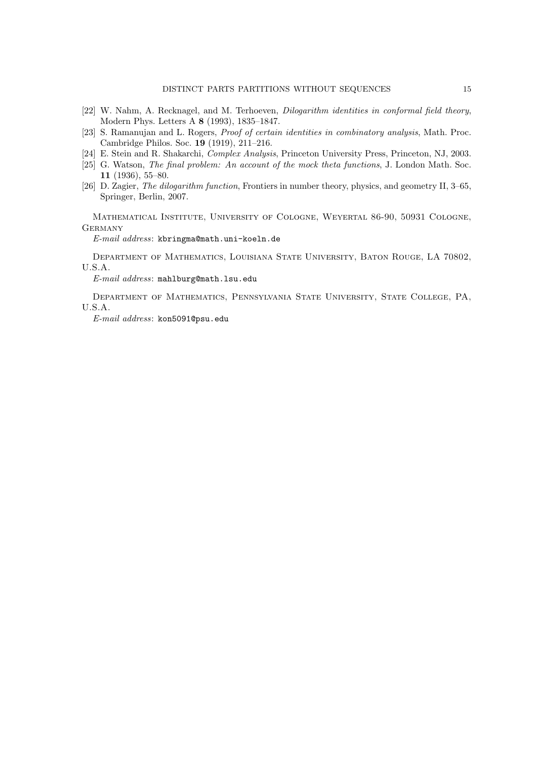[22] W. Nahm, A. Recknagel, and M. Terhoeven, *Dilogarithm identities in conformal field theory*, Modern Phys. Letters A **8** (1993), 1835–1847.

[23] S. Ramanujan and L. Rogers, *Proof of certain identities in combinatory analysis*, Math. Proc. Cambridge Philos. Soc. **19** (1919), 211–216.

[24] E. Stein and R. Shakarchi, *Complex Analysis*, Princeton University Press, Princeton, NJ, 2003.

[25] G. Watson, *The final problem: An account of the mock theta functions*, J. London Math. Soc. **11** (1936), 55–80.

[26] D. Zagier, *The dilogarithm function*, Frontiers in number theory, physics, and geometry II, 3–65, Springer, Berlin, 2007.

Mathematical Institute, University of Cologne, Weyertal 86-90, 50931 Cologne, Germany

*E-mail address*: kbringma@math.uni-koeln.de

Department of Mathematics, Louisiana State University, Baton Rouge, LA 70802, U.S.A.

*E-mail address*: mahlburg@math.lsu.edu

Department of Mathematics, Pennsylvania State University, State College, PA, U.S.A.

*E-mail address*: kon5091@psu.edu